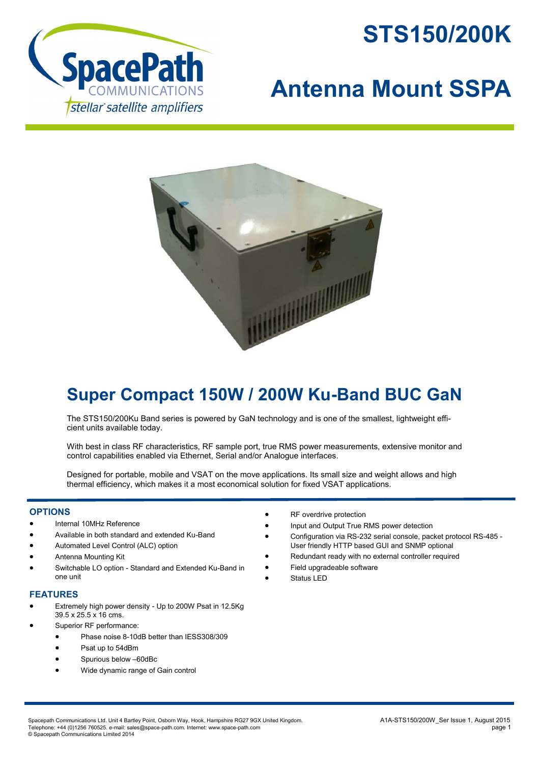SpacePath COMMUNICATIONS
stellar satellite amplifiers

# STS150/200K

# Antenna Mount SSPA

## Super Compact 150W / 200W Ku-Band BUC GaN

The STS150/200Ku Band series is powered by GaN technology and is one of the smallest, lightweight efficient units available today.

With best in class RF characteristics, RF sample port, true RMS power measurements, extensive monitor and control capabilities enabled via Ethernet, Serial and/or Analogue interfaces.

Designed for portable, mobile and VSAT on the move applications. Its small size and weight allows and high thermal efficiency, which makes it a most economical solution for fixed VSAT applications.

### OPTIONS

- Internal 10MHz Reference
- Available in both standard and extended Ku-Band
- Automated Level Control (ALC) option
- Antenna Mounting Kit
- Switchable LO option - Standard and Extended Ku-Band in one unit

### FEATURES

- Extremely high power density - Up to 200W Psat in 12.5Kg 39.5 x 25.5 x 16 cms.
- Superior RF performance:
  - Phase noise 8-10dB better than IESS308/309
  - Psat up to 54dBm
  - Spurious below –60dBc
  - Wide dynamic range of Gain control
- RF overdrive protection
- Input and Output True RMS power detection
- Configuration via RS-232 serial console, packet protocol RS-485 - User friendly HTTP based GUI and SNMP optional
- Redundant ready with no external controller required
- Field upgradeable software
- Status LED

Spacepath Communications Ltd. Unit 4 Bartley Point, Osborn Way, Hook, Hampshire RG27 9GX United Kingdom.
Telephone: +44 (0)1256 760525. e-mail: sales@space-path.com. Internet: www.space-path.com
© Spacepath Communications Limited 2014

A1A-STS150/200W_Ser Issue 1, August 2015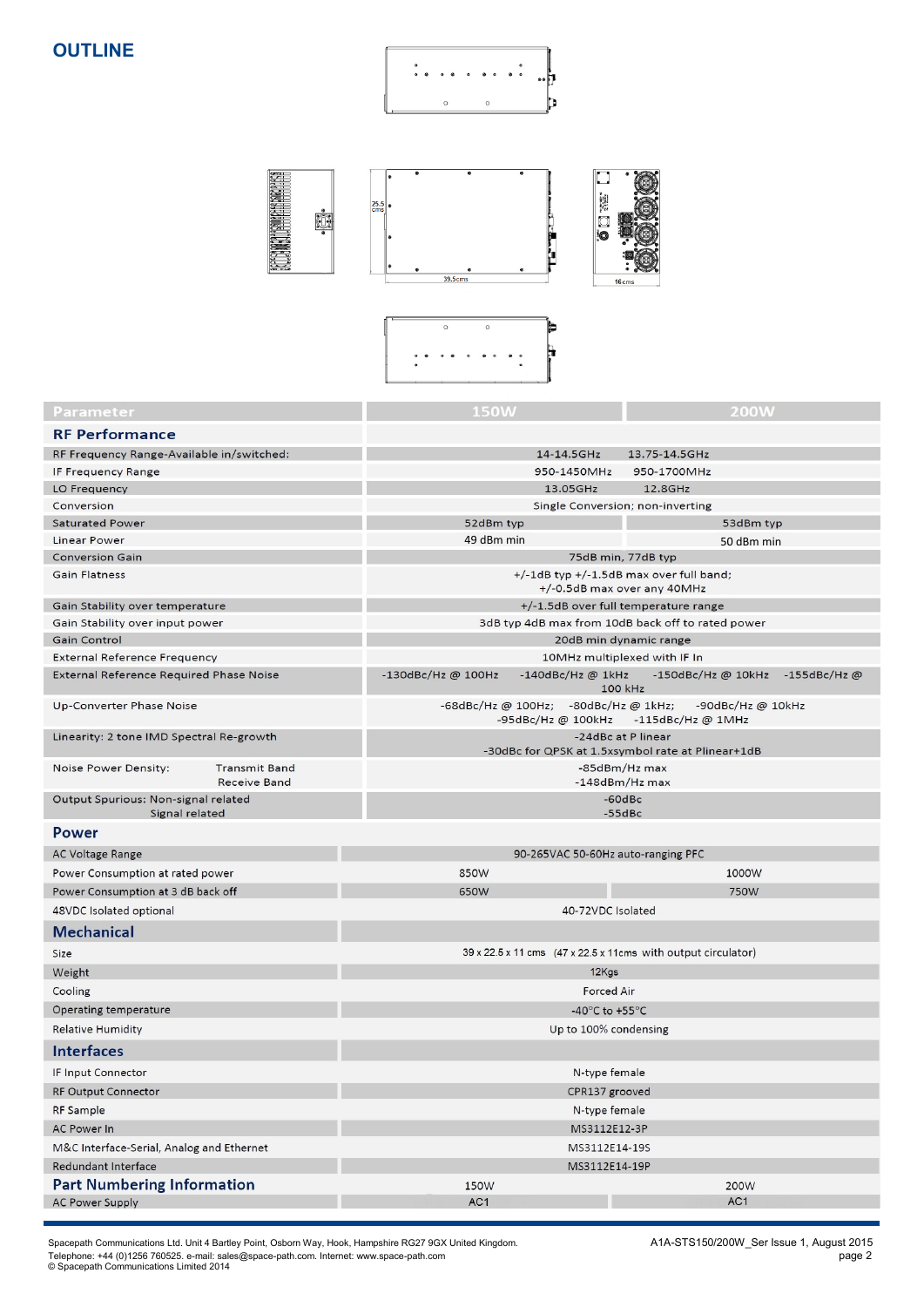# OUTLINE

25.5 cms

39.5cms

16cms

| Parameter | 150W | 200W |
|---|---|---|
| **RF Performance** | | |
| RF Frequency Range-Available in/switched: | 14-14.5GHz 13.75-14.5GHz | |
| IF Frequency Range | 950-1450MHz 950-1700MHz | |
| LO Frequency | 13.05GHz 12.8GHz | |
| Conversion | Single Conversion; non-inverting | |
| Saturated Power | 52dBm typ | 53dBm typ |
| Linear Power | 49 dBm min | 50 dBm min |
| Conversion Gain | 75dB min, 77dB typ | |
| Gain Flatness | +/-1dB typ +/-1.5dB max over full band; +/-0.5dB max over any 40MHz | |
| Gain Stability over temperature | +/-1.5dB over full temperature range | |
| Gain Stability over input power | 3dB typ 4dB max from 10dB back off to rated power | |
| Gain Control | 20dB min dynamic range | |
| External Reference Frequency | 10MHz multiplexed with IF In | |
| External Reference Required Phase Noise | -130dBc/Hz @ 100Hz -140dBc/Hz @ 1kHz -150dBc/Hz @ 10kHz -155dBc/Hz @ 100 kHz | |
| Up-Converter Phase Noise | -68dBc/Hz @ 100Hz; -80dBc/Hz @ 1kHz; -90dBc/Hz @ 10kHz -95dBc/Hz @ 100kHz -115dBc/Hz @ 1MHz | |
| Linearity: 2 tone IMD Spectral Re-growth | -24dBc at P linear<br>-30dBc for QPSK at 1.5xsymbol rate at Plinear+1dB | |
| Noise Power Density: Transmit Band<br>Receive Band | -85dBm/Hz max<br>-148dBm/Hz max | |
| Output Spurious: Non-signal related<br>Signal related | -60dBc<br>-55dBc | |
| **Power** | | |
| AC Voltage Range | 90-265VAC 50-60Hz auto-ranging PFC | |
| Power Consumption at rated power | 850W | 1000W |
| Power Consumption at 3 dB back off | 650W | 750W |
| 48VDC Isolated optional | 40-72VDC Isolated | |
| **Mechanical** | | |
| Size | 39 x 22.5 x 11 cms (47 x 22.5 x 11cms with output circulator) | |
| Weight | 12Kgs | |
| Cooling | Forced Air | |
| Operating temperature | -40°C to +55°C | |
| Relative Humidity | Up to 100% condensing | |
| **Interfaces** | | |
| IF Input Connector | N-type female | |
| RF Output Connector | CPR137 grooved | |
| RF Sample | N-type female | |
| AC Power In | MS3112E12-3P | |
| M&C Interface-Serial, Analog and Ethernet | MS3112E14-19S | |
| Redundant Interface | MS3112E14-19P | |
| **Part Numbering Information** | 150W | 200W |
| AC Power Supply | AC1 | AC1 |

Spacepath Communications Ltd. Unit 4 Bartley Point, Osborn Way, Hook, Hampshire RG27 9GX United Kingdom.
Telephone: +44 (0)1256 760525. e-mail: sales@space-path.com. Internet: www.space-path.com
© Spacepath Communications Limited 2014

A1A-STS150/200W_Ser Issue 1, August 2015